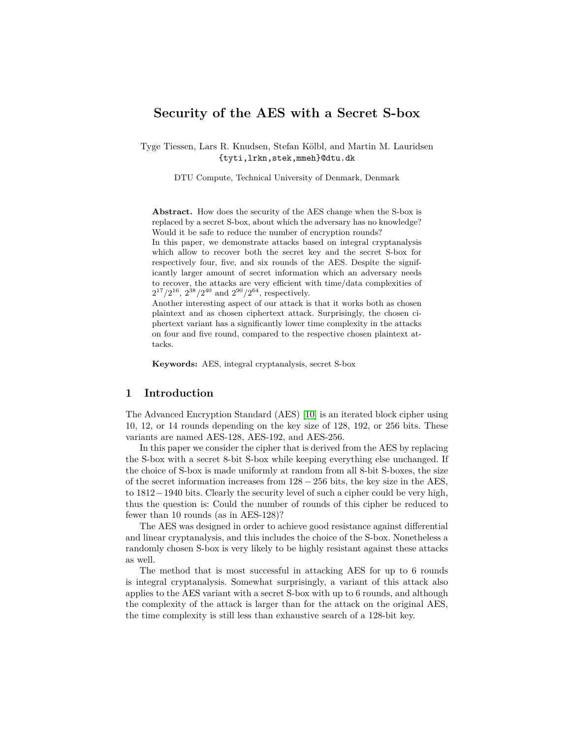# Security of the AES with a Secret S-box

Tyge Tiessen, Lars R. Knudsen, Stefan Kölbl, and Martin M. Lauridsen
{tyti,lrkn,stek,mmeh}@dtu.dk

DTU Compute, Technical University of Denmark, Denmark

**Abstract.** How does the security of the AES change when the S-box is replaced by a secret S-box, about which the adversary has no knowledge? Would it be safe to reduce the number of encryption rounds?
In this paper, we demonstrate attacks based on integral cryptanalysis which allow to recover both the secret key and the secret S-box for respectively four, five, and six rounds of the AES. Despite the significantly larger amount of secret information which an adversary needs to recover, the attacks are very efficient with time/data complexities of $2^{17}/2^{16}$, $2^{38}/2^{40}$ and $2^{90}/2^{64}$, respectively.
Another interesting aspect of our attack is that it works both as chosen plaintext and as chosen ciphertext attack. Surprisingly, the chosen ciphertext variant has a significantly lower time complexity in the attacks on four and five round, compared to the respective chosen plaintext attacks.

**Keywords:** AES, integral cryptanalysis, secret S-box

## 1 Introduction

The Advanced Encryption Standard (AES) [10] is an iterated block cipher using 10, 12, or 14 rounds depending on the key size of 128, 192, or 256 bits. These variants are named AES-128, AES-192, and AES-256.

In this paper we consider the cipher that is derived from the AES by replacing the S-box with a secret 8-bit S-box while keeping everything else unchanged. If the choice of S-box is made uniformly at random from all 8-bit S-boxes, the size of the secret information increases from $128-256$ bits, the key size in the AES, to $1812-1940$ bits. Clearly the security level of such a cipher could be very high, thus the question is: Could the number of rounds of this cipher be reduced to fewer than 10 rounds (as in AES-128)?

The AES was designed in order to achieve good resistance against differential and linear cryptanalysis, and this includes the choice of the S-box. Nonetheless a randomly chosen S-box is very likely to be highly resistant against these attacks as well.

The method that is most successful in attacking AES for up to 6 rounds is integral cryptanalysis. Somewhat surprisingly, a variant of this attack also applies to the AES variant with a secret S-box with up to 6 rounds, and although the complexity of the attack is larger than for the attack on the original AES, the time complexity is still less than exhaustive search of a 128-bit key.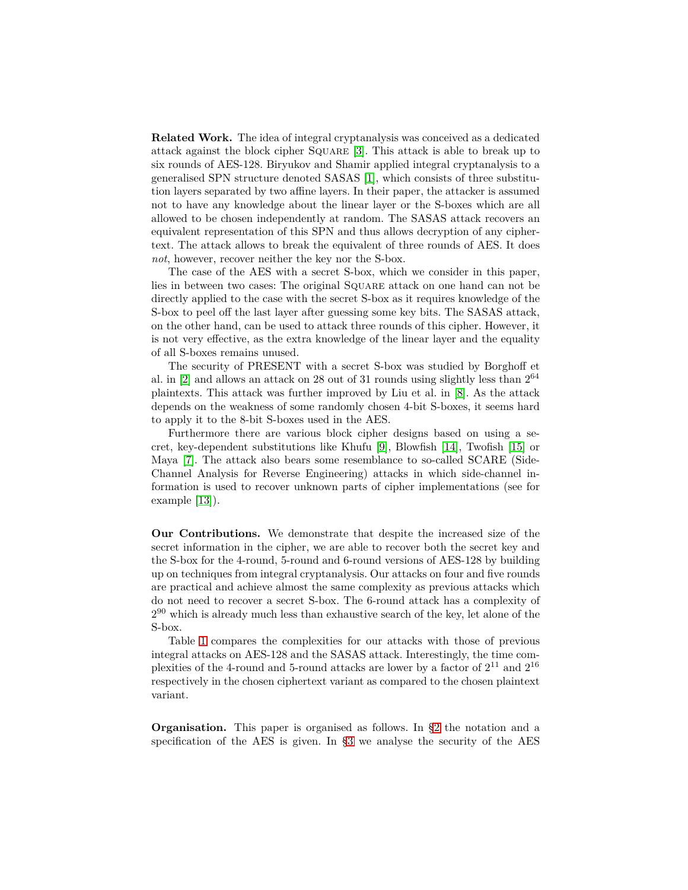**Related Work.** The idea of integral cryptanalysis was conceived as a dedicated attack against the block cipher Square [3]. This attack is able to break up to six rounds of AES-128. Biryukov and Shamir applied integral cryptanalysis to a generalised SPN structure denoted SASAS [1], which consists of three substitution layers separated by two affine layers. In their paper, the attacker is assumed not to have any knowledge about the linear layer or the S-boxes which are all allowed to be chosen independently at random. The SASAS attack recovers an equivalent representation of this SPN and thus allows decryption of any ciphertext. The attack allows to break the equivalent of three rounds of AES. It does *not*, however, recover neither the key nor the S-box.

The case of the AES with a secret S-box, which we consider in this paper, lies in between two cases: The original Square attack on one hand can not be directly applied to the case with the secret S-box as it requires knowledge of the S-box to peel off the last layer after guessing some key bits. The SASAS attack, on the other hand, can be used to attack three rounds of this cipher. However, it is not very effective, as the extra knowledge of the linear layer and the equality of all S-boxes remains unused.

The security of PRESENT with a secret S-box was studied by Borghoff et al. in [2] and allows an attack on 28 out of 31 rounds using slightly less than $2^{64}$ plaintexts. This attack was further improved by Liu et al. in [8]. As the attack depends on the weakness of some randomly chosen 4-bit S-boxes, it seems hard to apply it to the 8-bit S-boxes used in the AES.

Furthermore there are various block cipher designs based on using a secret, key-dependent substitutions like Khufu [9], Blowfish [14], Twofish [15] or Maya [7]. The attack also bears some resemblance to so-called SCARE (Side-Channel Analysis for Reverse Engineering) attacks in which side-channel information is used to recover unknown parts of cipher implementations (see for example [13]).

**Our Contributions.** We demonstrate that despite the increased size of the secret information in the cipher, we are able to recover both the secret key and the S-box for the 4-round, 5-round and 6-round versions of AES-128 by building up on techniques from integral cryptanalysis. Our attacks on four and five rounds are practical and achieve almost the same complexity as previous attacks which do not need to recover a secret S-box. The 6-round attack has a complexity of $2^{90}$ which is already much less than exhaustive search of the key, let alone of the S-box.

Table 1 compares the complexities for our attacks with those of previous integral attacks on AES-128 and the SASAS attack. Interestingly, the time complexities of the 4-round and 5-round attacks are lower by a factor of $2^{11}$ and $2^{16}$ respectively in the chosen ciphertext variant as compared to the chosen plaintext variant.

**Organisation.** This paper is organised as follows. In §2 the notation and a specification of the AES is given. In §3 we analyse the security of the AES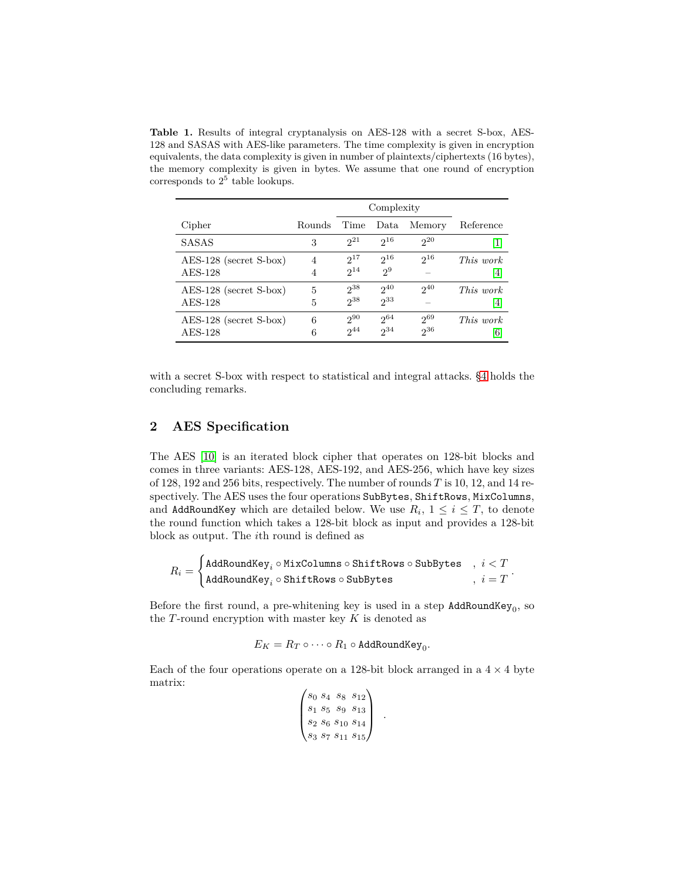**Table 1.** Results of integral cryptanalysis on AES-128 with a secret S-box, AES-128 and SASAS with AES-like parameters. The time complexity is given in encryption equivalents, the data complexity is given in number of plaintexts/ciphertexts (16 bytes), the memory complexity is given in bytes. We assume that one round of encryption corresponds to $2^5$ table lookups.

| Cipher | Rounds | Complexity | | | Reference |
|---|---|---|---|---|---|
| | | Time | Data | Memory | |
| SASAS | 3 | $2^{21}$ | $2^{16}$ | $2^{20}$ | [1] |
| AES-128 (secret S-box) | 4 | $2^{17}$ | $2^{16}$ | $2^{16}$ | *This work* |
| AES-128 | 4 | $2^{14}$ | $2^{9}$ | – | [4] |
| AES-128 (secret S-box) | 5 | $2^{38}$ | $2^{40}$ | $2^{40}$ | *This work* |
| AES-128 | 5 | $2^{38}$ | $2^{33}$ | – | [4] |
| AES-128 (secret S-box) | 6 | $2^{90}$ | $2^{64}$ | $2^{69}$ | *This work* |
| AES-128 | 6 | $2^{44}$ | $2^{34}$ | $2^{36}$ | [6] |

with a secret S-box with respect to statistical and integral attacks. §4 holds the concluding remarks.

## 2 AES Specification

The AES [10] is an iterated block cipher that operates on 128-bit blocks and comes in three variants: AES-128, AES-192, and AES-256, which have key sizes of 128, 192 and 256 bits, respectively. The number of rounds $T$ is 10, 12, and 14 respectively. The AES uses the four operations `SubBytes`, `ShiftRows`, `MixColumns`, and `AddRoundKey` which are detailed below. We use $R_i$, $1 \leq i \leq T$, to denote the round function which takes a 128-bit block as input and provides a 128-bit block as output. The $i$th round is defined as

$$R_i = \begin{cases} \texttt{AddRoundKey}_i \circ \texttt{MixColumns} \circ \texttt{ShiftRows} \circ \texttt{SubBytes} & , \ i < T \\ \texttt{AddRoundKey}_i \circ \texttt{ShiftRows} \circ \texttt{SubBytes} & , \ i = T \end{cases}.$$

Before the first round, a pre-whitening key is used in a step $\texttt{AddRoundKey}_0$, so the $T$-round encryption with master key $K$ is denoted as

$$E_K = R_T \circ \cdots \circ R_1 \circ \texttt{AddRoundKey}_0.$$

Each of the four operations operate on a 128-bit block arranged in a $4 \times 4$ byte matrix:

$$\begin{pmatrix} s_0 & s_4 & s_8 & s_{12} \\ s_1 & s_5 & s_9 & s_{13} \\ s_2 & s_6 & s_{10} & s_{14} \\ s_3 & s_7 & s_{11} & s_{15} \end{pmatrix}.$$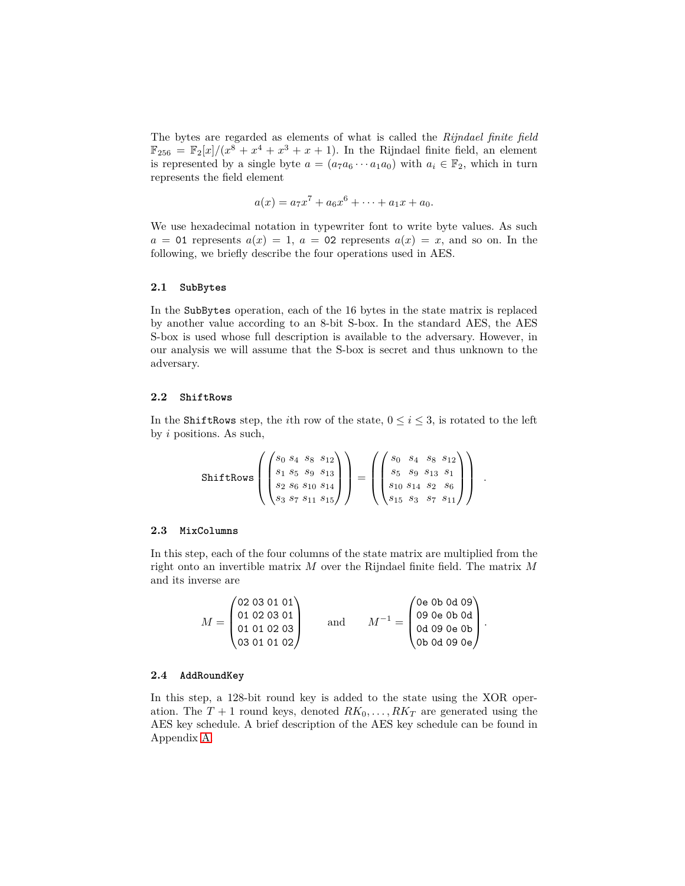The bytes are regarded as elements of what is called the *Rijndael finite field* $\mathbb{F}_{256} = \mathbb{F}_2[x]/(x^8 + x^4 + x^3 + x + 1)$. In the Rijndael finite field, an element is represented by a single byte $a = (a_7 a_6 \cdots a_1 a_0)$ with $a_i \in \mathbb{F}_2$, which in turn represents the field element

$$a(x) = a_7 x^7 + a_6 x^6 + \cdots + a_1 x + a_0.$$

We use hexadecimal notation in typewriter font to write byte values. As such $a =$ `01` represents $a(x) = 1$, $a =$ `02` represents $a(x) = x$, and so on. In the following, we briefly describe the four operations used in AES.

### 2.1 SubBytes

In the `SubBytes` operation, each of the 16 bytes in the state matrix is replaced by another value according to an 8-bit S-box. In the standard AES, the AES S-box is used whose full description is available to the adversary. However, in our analysis we will assume that the S-box is secret and thus unknown to the adversary.

### 2.2 ShiftRows

In the `ShiftRows` step, the $i$th row of the state, $0 \leq i \leq 3$, is rotated to the left by $i$ positions. As such,

$$\texttt{ShiftRows}\left(\begin{pmatrix} s_0 & s_4 & s_8 & s_{12} \\ s_1 & s_5 & s_9 & s_{13} \\ s_2 & s_6 & s_{10} & s_{14} \\ s_3 & s_7 & s_{11} & s_{15} \end{pmatrix}\right) = \left(\begin{pmatrix} s_0 & s_4 & s_8 & s_{12} \\ s_5 & s_9 & s_{13} & s_1 \\ s_{10} & s_{14} & s_2 & s_6 \\ s_{15} & s_3 & s_7 & s_{11} \end{pmatrix}\right).$$

### 2.3 MixColumns

In this step, each of the four columns of the state matrix are multiplied from the right onto an invertible matrix $M$ over the Rijndael finite field. The matrix $M$ and its inverse are

$$M = \begin{pmatrix} \texttt{02} & \texttt{03} & \texttt{01} & \texttt{01} \\ \texttt{01} & \texttt{02} & \texttt{03} & \texttt{01} \\ \texttt{01} & \texttt{01} & \texttt{02} & \texttt{03} \\ \texttt{03} & \texttt{01} & \texttt{01} & \texttt{02} \end{pmatrix} \quad \text{and} \quad M^{-1} = \begin{pmatrix} \texttt{0e} & \texttt{0b} & \texttt{0d} & \texttt{09} \\ \texttt{09} & \texttt{0e} & \texttt{0b} & \texttt{0d} \\ \texttt{0d} & \texttt{09} & \texttt{0e} & \texttt{0b} \\ \texttt{0b} & \texttt{0d} & \texttt{09} & \texttt{0e} \end{pmatrix}.$$

### 2.4 AddRoundKey

In this step, a 128-bit round key is added to the state using the XOR operation. The $T + 1$ round keys, denoted $RK_0, \ldots, RK_T$ are generated using the AES key schedule. A brief description of the AES key schedule can be found in Appendix A.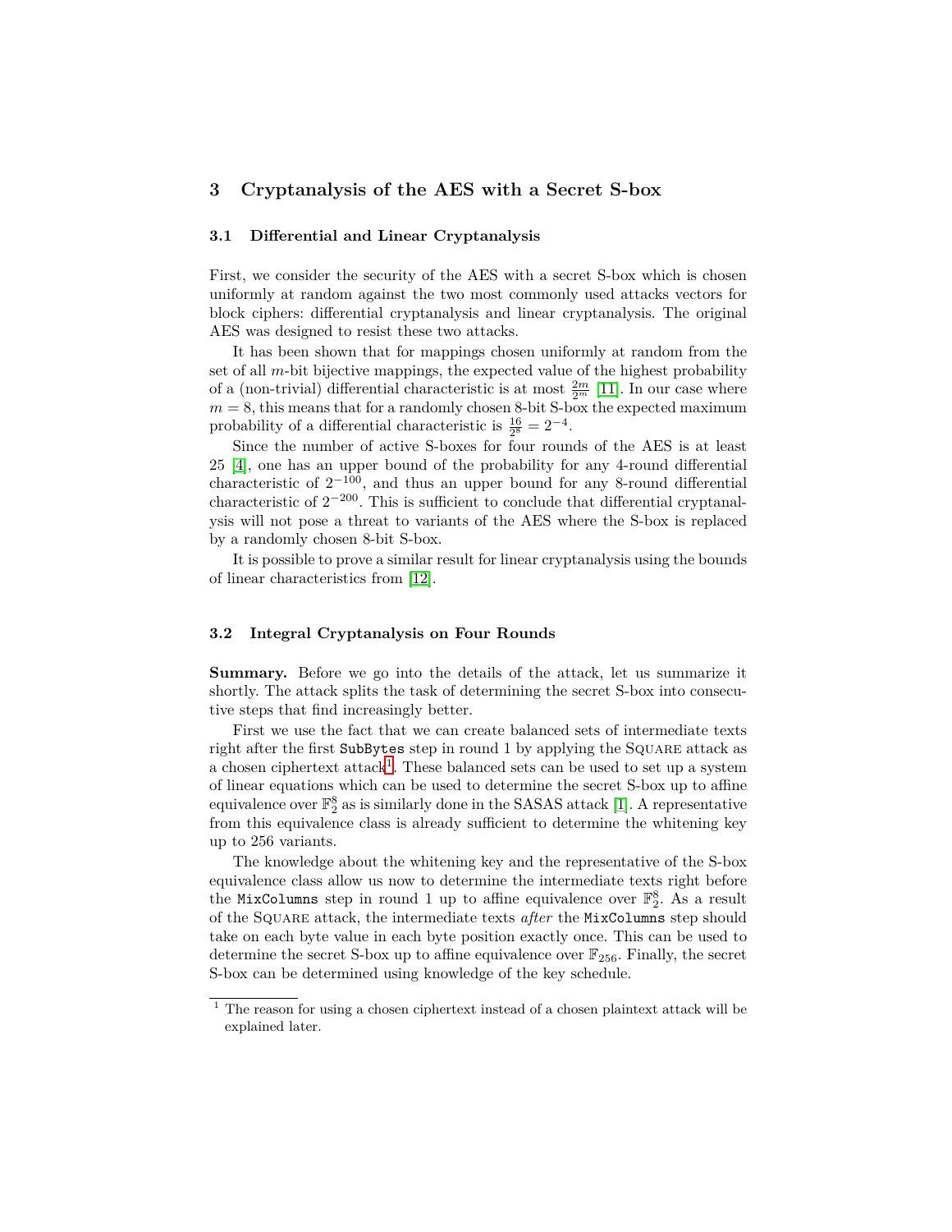## 3 Cryptanalysis of the AES with a Secret S-box

### 3.1 Differential and Linear Cryptanalysis

First, we consider the security of the AES with a secret S-box which is chosen uniformly at random against the two most commonly used attacks vectors for block ciphers: differential cryptanalysis and linear cryptanalysis. The original AES was designed to resist these two attacks.

It has been shown that for mappings chosen uniformly at random from the set of all $m$-bit bijective mappings, the expected value of the highest probability of a (non-trivial) differential characteristic is at most $\frac{2m}{2^m}$ [11]. In our case where $m = 8$, this means that for a randomly chosen 8-bit S-box the expected maximum probability of a differential characteristic is $\frac{16}{2^8} = 2^{-4}$.

Since the number of active S-boxes for four rounds of the AES is at least 25 [4], one has an upper bound of the probability for any 4-round differential characteristic of $2^{-100}$, and thus an upper bound for any 8-round differential characteristic of $2^{-200}$. This is sufficient to conclude that differential cryptanalysis will not pose a threat to variants of the AES where the S-box is replaced by a randomly chosen 8-bit S-box.

It is possible to prove a similar result for linear cryptanalysis using the bounds of linear characteristics from [12].

### 3.2 Integral Cryptanalysis on Four Rounds

**Summary.** Before we go into the details of the attack, let us summarize it shortly. The attack splits the task of determining the secret S-box into consecutive steps that find increasingly better.

First we use the fact that we can create balanced sets of intermediate texts right after the first `SubBytes` step in round 1 by applying the Square attack as a chosen ciphertext attack[1]. These balanced sets can be used to set up a system of linear equations which can be used to determine the secret S-box up to affine equivalence over $\mathbb{F}_2^8$ as is similarly done in the SASAS attack [1]. A representative from this equivalence class is already sufficient to determine the whitening key up to 256 variants.

The knowledge about the whitening key and the representative of the S-box equivalence class allow us now to determine the intermediate texts right before the `MixColumns` step in round 1 up to affine equivalence over $\mathbb{F}_2^8$. As a result of the Square attack, the intermediate texts *after* the `MixColumns` step should take on each byte value in each byte position exactly once. This can be used to determine the secret S-box up to affine equivalence over $\mathbb{F}_{256}$. Finally, the secret S-box can be determined using knowledge of the key schedule.

[1] The reason for using a chosen ciphertext instead of a chosen plaintext attack will be explained later.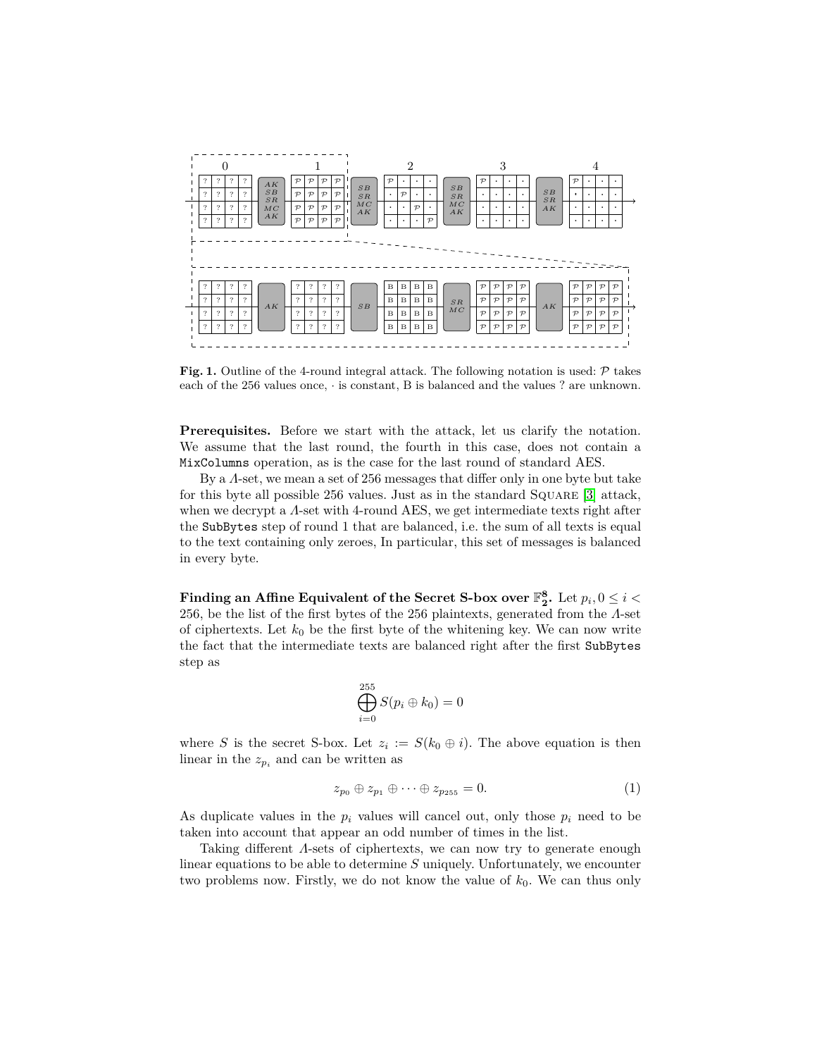**Fig. 1.** Outline of the 4-round integral attack. The following notation is used: $\mathcal{P}$ takes each of the 256 values once, $\cdot$ is constant, B is balanced and the values ? are unknown.

**Prerequisites.** Before we start with the attack, let us clarify the notation. We assume that the last round, the fourth in this case, does not contain a `MixColumns` operation, as is the case for the last round of standard AES.

By a $\Lambda$-set, we mean a set of 256 messages that differ only in one byte but take for this byte all possible 256 values. Just as in the standard SQUARE [3] attack, when we decrypt a $\Lambda$-set with 4-round AES, we get intermediate texts right after the `SubBytes` step of round 1 that are balanced, i.e. the sum of all texts is equal to the text containing only zeroes, In particular, this set of messages is balanced in every byte.

**Finding an Affine Equivalent of the Secret S-box over $\mathbb{F}_2^8$.** Let $p_i, 0 \leq i < 256$, be the list of the first bytes of the 256 plaintexts, generated from the $\Lambda$-set of ciphertexts. Let $k_0$ be the first byte of the whitening key. We can now write the fact that the intermediate texts are balanced right after the first `SubBytes` step as

$$\bigoplus_{i=0}^{255} S(p_i \oplus k_0) = 0$$

where $S$ is the secret S-box. Let $z_i := S(k_0 \oplus i)$. The above equation is then linear in the $z_{p_i}$ and can be written as

$$z_{p_0} \oplus z_{p_1} \oplus \cdots \oplus z_{p_{255}} = 0. \tag{1}$$

As duplicate values in the $p_i$ values will cancel out, only those $p_i$ need to be taken into account that appear an odd number of times in the list.

Taking different $\Lambda$-sets of ciphertexts, we can now try to generate enough linear equations to be able to determine $S$ uniquely. Unfortunately, we encounter two problems now. Firstly, we do not know the value of $k_0$. We can thus only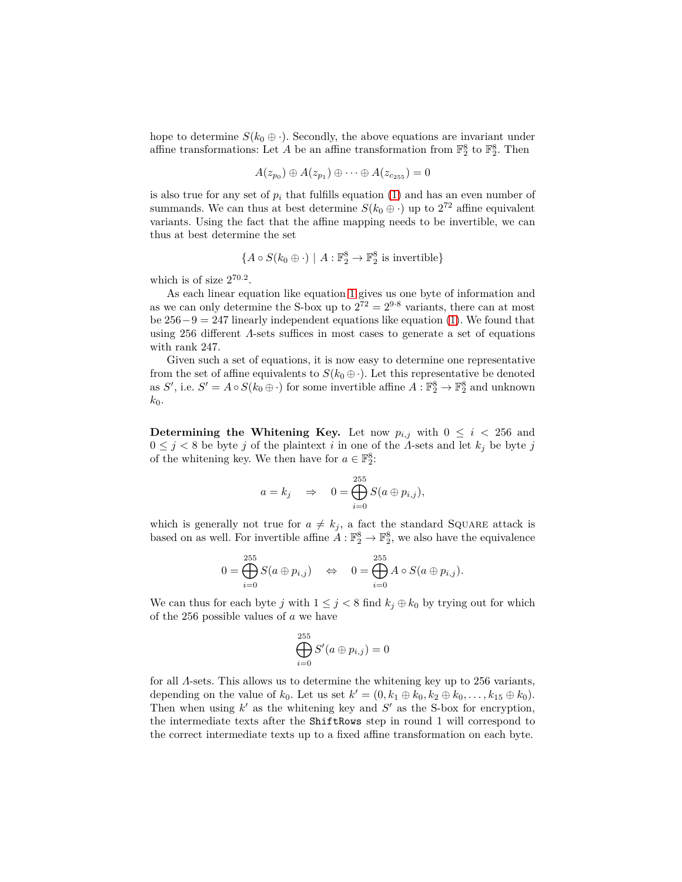hope to determine $S(k_0 \oplus \cdot)$. Secondly, the above equations are invariant under affine transformations: Let $A$ be an affine transformation from $\mathbb{F}_2^8$ to $\mathbb{F}_2^8$. Then

$$A(z_{p_0}) \oplus A(z_{p_1}) \oplus \cdots \oplus A(z_{c_{255}}) = 0$$

is also true for any set of $p_i$ that fulfills equation (1) and has an even number of summands. We can thus at best determine $S(k_0 \oplus \cdot)$ up to $2^{72}$ affine equivalent variants. Using the fact that the affine mapping needs to be invertible, we can thus at best determine the set

$$\{A \circ S(k_0 \oplus \cdot) \mid A : \mathbb{F}_2^8 \to \mathbb{F}_2^8 \text{ is invertible}\}$$

which is of size $2^{70.2}$.

As each linear equation like equation 1 gives us one byte of information and as we can only determine the S-box up to $2^{72} = 2^{9 \cdot 8}$ variants, there can at most be $256 - 9 = 247$ linearly independent equations like equation (1). We found that using 256 different $\Lambda$-sets suffices in most cases to generate a set of equations with rank 247.

Given such a set of equations, it is now easy to determine one representative from the set of affine equivalents to $S(k_0 \oplus \cdot)$. Let this representative be denoted as $S'$, i.e. $S' = A \circ S(k_0 \oplus \cdot)$ for some invertible affine $A : \mathbb{F}_2^8 \to \mathbb{F}_2^8$ and unknown $k_0$.

**Determining the Whitening Key.** Let now $p_{i,j}$ with $0 \leq i < 256$ and $0 \leq j < 8$ be byte $j$ of the plaintext $i$ in one of the $\Lambda$-sets and let $k_j$ be byte $j$ of the whitening key. We then have for $a \in \mathbb{F}_2^8$:

$$a = k_j \quad \Rightarrow \quad 0 = \bigoplus_{i=0}^{255} S(a \oplus p_{i,j}),$$

which is generally not true for $a \neq k_j$, a fact the standard Square attack is based on as well. For invertible affine $A : \mathbb{F}_2^8 \to \mathbb{F}_2^8$, we also have the equivalence

$$0 = \bigoplus_{i=0}^{255} S(a \oplus p_{i,j}) \quad \Leftrightarrow \quad 0 = \bigoplus_{i=0}^{255} A \circ S(a \oplus p_{i,j}).$$

We can thus for each byte $j$ with $1 \leq j < 8$ find $k_j \oplus k_0$ by trying out for which of the 256 possible values of $a$ we have

$$\bigoplus_{i=0}^{255} S'(a \oplus p_{i,j}) = 0$$

for all $\Lambda$-sets. This allows us to determine the whitening key up to 256 variants, depending on the value of $k_0$. Let us set $k' = (0, k_1 \oplus k_0, k_2 \oplus k_0, \ldots, k_{15} \oplus k_0)$. Then when using $k'$ as the whitening key and $S'$ as the S-box for encryption, the intermediate texts after the `ShiftRows` step in round 1 will correspond to the correct intermediate texts up to a fixed affine transformation on each byte.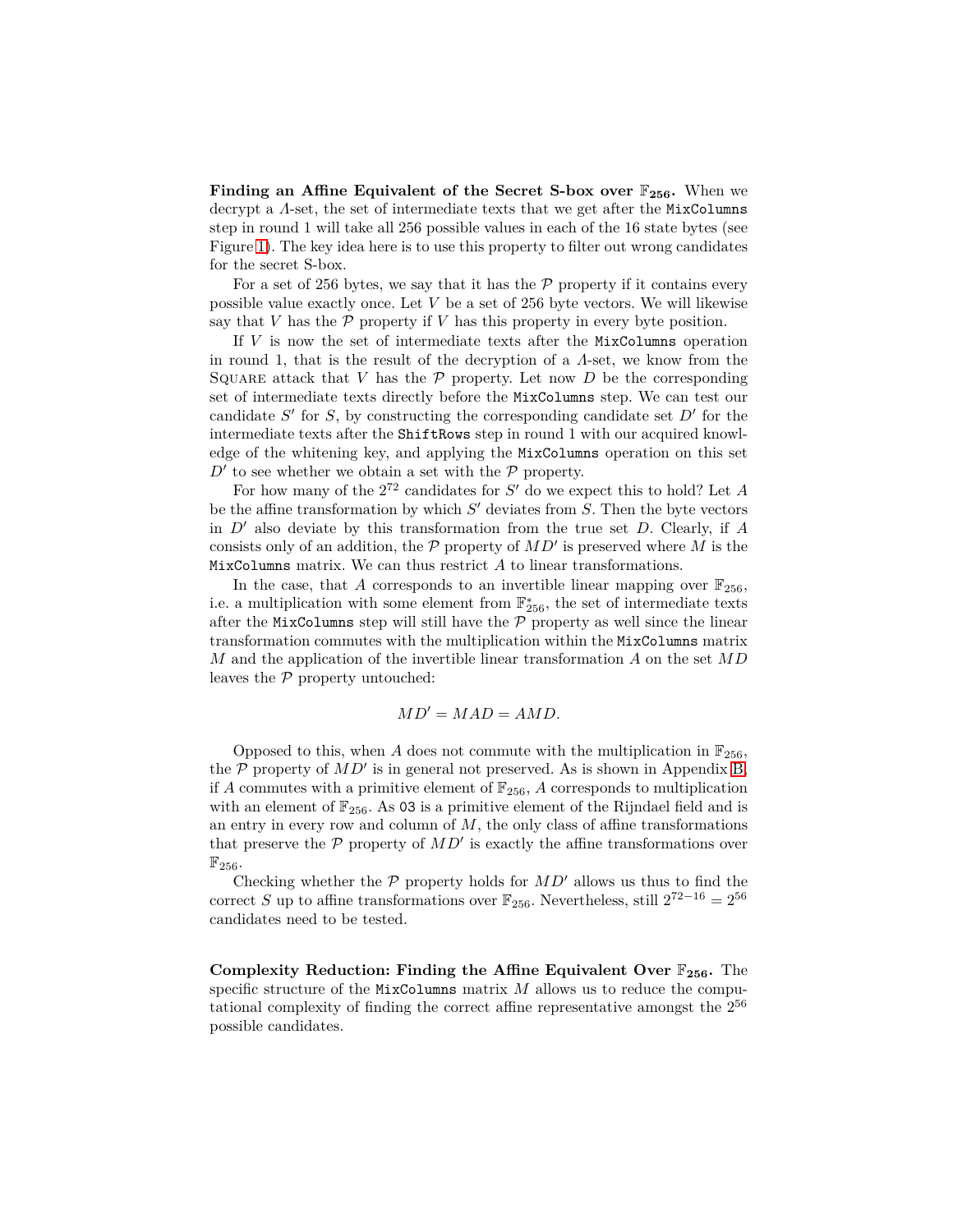**Finding an Affine Equivalent of the Secret S-box over $\mathbb{F}_{256}$.** When we decrypt a $\Lambda$-set, the set of intermediate texts that we get after the MixColumns step in round 1 will take all 256 possible values in each of the 16 state bytes (see Figure 1). The key idea here is to use this property to filter out wrong candidates for the secret S-box.

For a set of 256 bytes, we say that it has the $\mathcal{P}$ property if it contains every possible value exactly once. Let $V$ be a set of 256 byte vectors. We will likewise say that $V$ has the $\mathcal{P}$ property if $V$ has this property in every byte position.

If $V$ is now the set of intermediate texts after the MixColumns operation in round 1, that is the result of the decryption of a $\Lambda$-set, we know from the Square attack that $V$ has the $\mathcal{P}$ property. Let now $D$ be the corresponding set of intermediate texts directly before the MixColumns step. We can test our candidate $S'$ for $S$, by constructing the corresponding candidate set $D'$ for the intermediate texts after the ShiftRows step in round 1 with our acquired knowledge of the whitening key, and applying the MixColumns operation on this set $D'$ to see whether we obtain a set with the $\mathcal{P}$ property.

For how many of the $2^{72}$ candidates for $S'$ do we expect this to hold? Let $A$ be the affine transformation by which $S'$ deviates from $S$. Then the byte vectors in $D'$ also deviate by this transformation from the true set $D$. Clearly, if $A$ consists only of an addition, the $\mathcal{P}$ property of $MD'$ is preserved where $M$ is the MixColumns matrix. We can thus restrict $A$ to linear transformations.

In the case, that $A$ corresponds to an invertible linear mapping over $\mathbb{F}_{256}$, i.e. a multiplication with some element from $\mathbb{F}_{256}^*$, the set of intermediate texts after the MixColumns step will still have the $\mathcal{P}$ property as well since the linear transformation commutes with the multiplication within the MixColumns matrix $M$ and the application of the invertible linear transformation $A$ on the set $MD$ leaves the $\mathcal{P}$ property untouched:

$$MD' = MAD = AMD.$$

Opposed to this, when $A$ does not commute with the multiplication in $\mathbb{F}_{256}$, the $\mathcal{P}$ property of $MD'$ is in general not preserved. As is shown in Appendix B, if $A$ commutes with a primitive element of $\mathbb{F}_{256}$, $A$ corresponds to multiplication with an element of $\mathbb{F}_{256}$. As 03 is a primitive element of the Rijndael field and is an entry in every row and column of $M$, the only class of affine transformations that preserve the $\mathcal{P}$ property of $MD'$ is exactly the affine transformations over $\mathbb{F}_{256}$.

Checking whether the $\mathcal{P}$ property holds for $MD'$ allows us thus to find the correct $S$ up to affine transformations over $\mathbb{F}_{256}$. Nevertheless, still $2^{72-16} = 2^{56}$ candidates need to be tested.

**Complexity Reduction: Finding the Affine Equivalent Over $\mathbb{F}_{256}$.** The specific structure of the MixColumns matrix $M$ allows us to reduce the computational complexity of finding the correct affine representative amongst the $2^{56}$ possible candidates.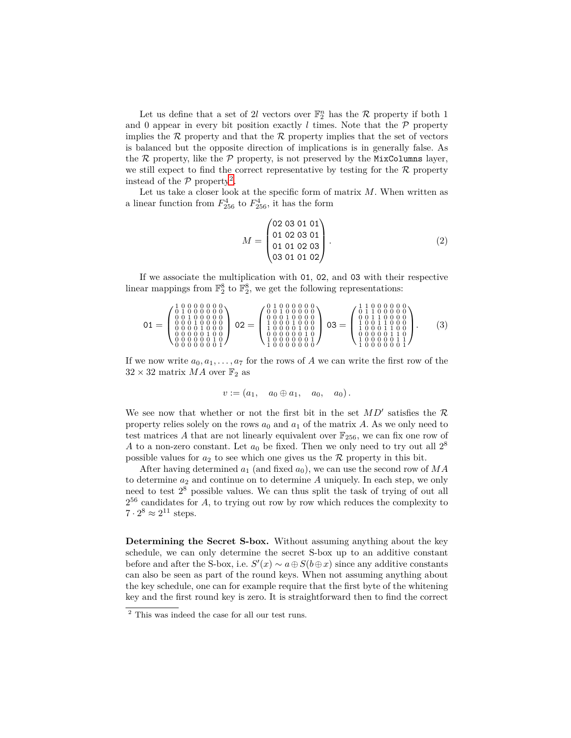Let us define that a set of $2l$ vectors over $\mathbb{F}_2^n$ has the $\mathcal{R}$ property if both 1 and 0 appear in every bit position exactly $l$ times. Note that the $\mathcal{P}$ property implies the $\mathcal{R}$ property and that the $\mathcal{R}$ property implies that the set of vectors is balanced but the opposite direction of implications is in generally false. As the $\mathcal{R}$ property, like the $\mathcal{P}$ property, is not preserved by the `MixColumns` layer, we still expect to find the correct representative by testing for the $\mathcal{R}$ property instead of the $\mathcal{P}$ property[2].

Let us take a closer look at the specific form of matrix $M$. When written as a linear function from $F_{256}^4$ to $F_{256}^4$, it has the form

$$M = \begin{pmatrix} \texttt{02} & \texttt{03} & \texttt{01} & \texttt{01} \\ \texttt{01} & \texttt{02} & \texttt{03} & \texttt{01} \\ \texttt{01} & \texttt{01} & \texttt{02} & \texttt{03} \\ \texttt{03} & \texttt{01} & \texttt{01} & \texttt{02} \end{pmatrix}. \tag{2}$$

If we associate the multiplication with `01`, `02`, and `03` with their respective linear mappings from $\mathbb{F}_2^8$ to $\mathbb{F}_2^8$, we get the following representations:

$$\texttt{01} = \begin{pmatrix} 1&0&0&0&0&0&0&0 \\ 0&1&0&0&0&0&0&0 \\ 0&0&1&0&0&0&0&0 \\ 0&0&0&1&0&0&0&0 \\ 0&0&0&0&1&0&0&0 \\ 0&0&0&0&0&1&0&0 \\ 0&0&0&0&0&0&1&0 \\ 0&0&0&0&0&0&0&1 \end{pmatrix} \; \texttt{02} = \begin{pmatrix} 0&1&0&0&0&0&0&0 \\ 0&0&1&0&0&0&0&0 \\ 0&0&0&1&0&0&0&0 \\ 1&0&0&0&1&0&0&0 \\ 1&0&0&0&0&1&0&0 \\ 0&0&0&0&0&0&1&0 \\ 1&0&0&0&0&0&0&1 \\ 1&0&0&0&0&0&0&0 \end{pmatrix} \; \texttt{03} = \begin{pmatrix} 1&1&0&0&0&0&0&0 \\ 0&1&1&0&0&0&0&0 \\ 0&0&1&1&0&0&0&0 \\ 1&0&0&1&1&0&0&0 \\ 1&0&0&0&1&1&0&0 \\ 0&0&0&0&0&1&1&0 \\ 1&0&0&0&0&0&1&1 \\ 1&0&0&0&0&0&0&1 \end{pmatrix}. \tag{3}$$

If we now write $a_0, a_1, \ldots, a_7$ for the rows of $A$ we can write the first row of the $32 \times 32$ matrix $MA$ over $\mathbb{F}_2$ as

$$v := (a_1, \quad a_0 \oplus a_1, \quad a_0, \quad a_0)\,.$$

We see now that whether or not the first bit in the set $MD'$ satisfies the $\mathcal{R}$ property relies solely on the rows $a_0$ and $a_1$ of the matrix $A$. As we only need to test matrices $A$ that are not linearly equivalent over $\mathbb{F}_{256}$, we can fix one row of $A$ to a non-zero constant. Let $a_0$ be fixed. Then we only need to try out all $2^8$ possible values for $a_2$ to see which one gives us the $\mathcal{R}$ property in this bit.

After having determined $a_1$ (and fixed $a_0$), we can use the second row of $MA$ to determine $a_2$ and continue on to determine $A$ uniquely. In each step, we only need to test $2^8$ possible values. We can thus split the task of trying of out all $2^{56}$ candidates for $A$, to trying out row by row which reduces the complexity to $7 \cdot 2^8 \approx 2^{11}$ steps.

**Determining the Secret S-box.** Without assuming anything about the key schedule, we can only determine the secret S-box up to an additive constant before and after the S-box, i.e. $S'(x) \sim a \oplus S(b \oplus x)$ since any additive constants can also be seen as part of the round keys. When not assuming anything about the key schedule, one can for example require that the first byte of the whitening key and the first round key is zero. It is straightforward then to find the correct

---

[2] This was indeed the case for all our test runs.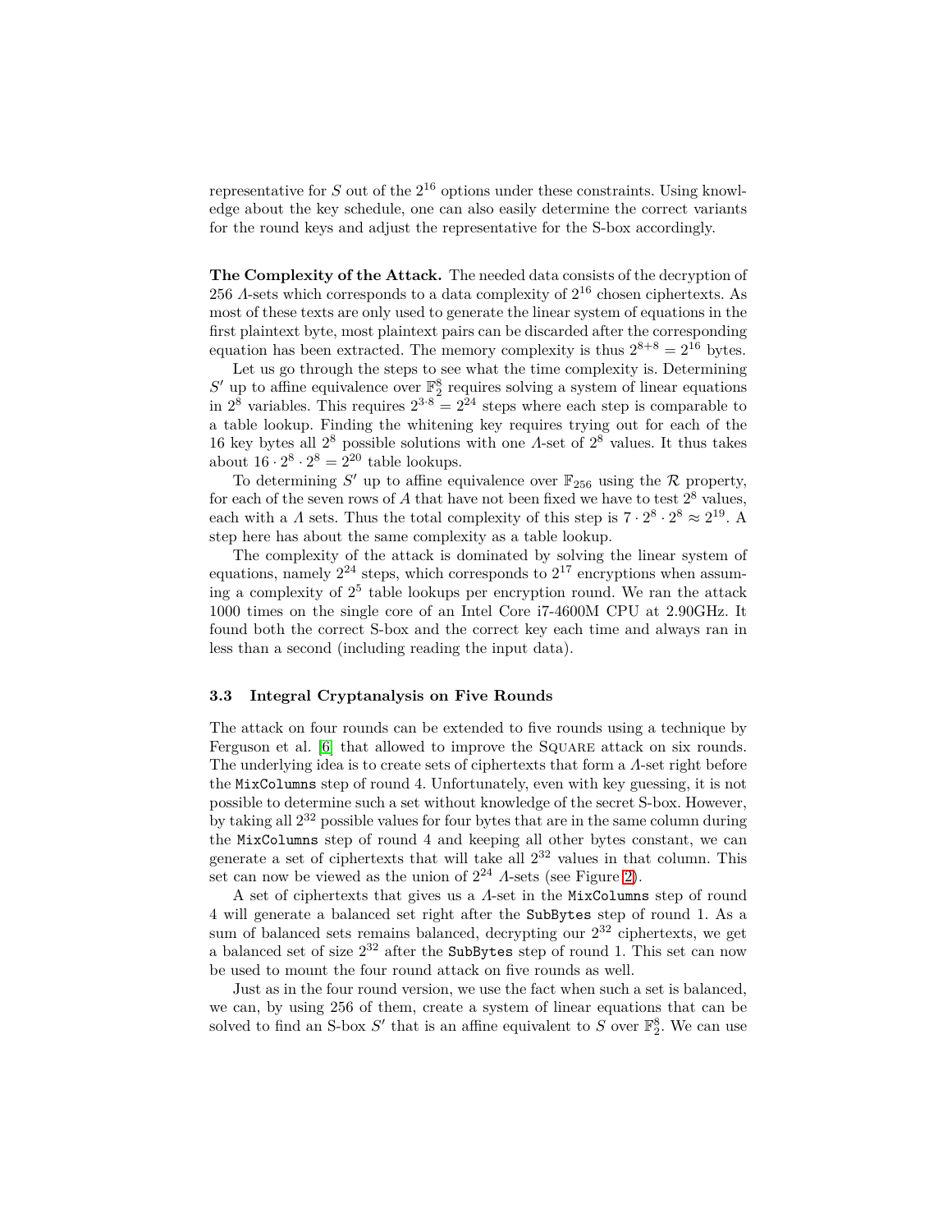representative for $S$ out of the $2^{16}$ options under these constraints. Using knowledge about the key schedule, one can also easily determine the correct variants for the round keys and adjust the representative for the S-box accordingly.

**The Complexity of the Attack.** The needed data consists of the decryption of 256 $\Lambda$-sets which corresponds to a data complexity of $2^{16}$ chosen ciphertexts. As most of these texts are only used to generate the linear system of equations in the first plaintext byte, most plaintext pairs can be discarded after the corresponding equation has been extracted. The memory complexity is thus $2^{8+8} = 2^{16}$ bytes.

Let us go through the steps to see what the time complexity is. Determining $S'$ up to affine equivalence over $\mathbb{F}_2^8$ requires solving a system of linear equations in $2^8$ variables. This requires $2^{3 \cdot 8} = 2^{24}$ steps where each step is comparable to a table lookup. Finding the whitening key requires trying out for each of the 16 key bytes all $2^8$ possible solutions with one $\Lambda$-set of $2^8$ values. It thus takes about $16 \cdot 2^8 \cdot 2^8 = 2^{20}$ table lookups.

To determining $S'$ up to affine equivalence over $\mathbb{F}_{256}$ using the $\mathcal{R}$ property, for each of the seven rows of $A$ that have not been fixed we have to test $2^8$ values, each with a $\Lambda$ sets. Thus the total complexity of this step is $7 \cdot 2^8 \cdot 2^8 \approx 2^{19}$. A step here has about the same complexity as a table lookup.

The complexity of the attack is dominated by solving the linear system of equations, namely $2^{24}$ steps, which corresponds to $2^{17}$ encryptions when assuming a complexity of $2^5$ table lookups per encryption round. We ran the attack 1000 times on the single core of an Intel Core i7-4600M CPU at 2.90GHz. It found both the correct S-box and the correct key each time and always ran in less than a second (including reading the input data).

### 3.3 Integral Cryptanalysis on Five Rounds

The attack on four rounds can be extended to five rounds using a technique by Ferguson et al. [6] that allowed to improve the Square attack on six rounds. The underlying idea is to create sets of ciphertexts that form a $\Lambda$-set right before the `MixColumns` step of round 4. Unfortunately, even with key guessing, it is not possible to determine such a set without knowledge of the secret S-box. However, by taking all $2^{32}$ possible values for four bytes that are in the same column during the `MixColumns` step of round 4 and keeping all other bytes constant, we can generate a set of ciphertexts that will take all $2^{32}$ values in that column. This set can now be viewed as the union of $2^{24}$ $\Lambda$-sets (see Figure 2).

A set of ciphertexts that gives us a $\Lambda$-set in the `MixColumns` step of round 4 will generate a balanced set right after the `SubBytes` step of round 1. As a sum of balanced sets remains balanced, decrypting our $2^{32}$ ciphertexts, we get a balanced set of size $2^{32}$ after the `SubBytes` step of round 1. This set can now be used to mount the four round attack on five rounds as well.

Just as in the four round version, we use the fact when such a set is balanced, we can, by using 256 of them, create a system of linear equations that can be solved to find an S-box $S'$ that is an affine equivalent to $S$ over $\mathbb{F}_2^8$. We can use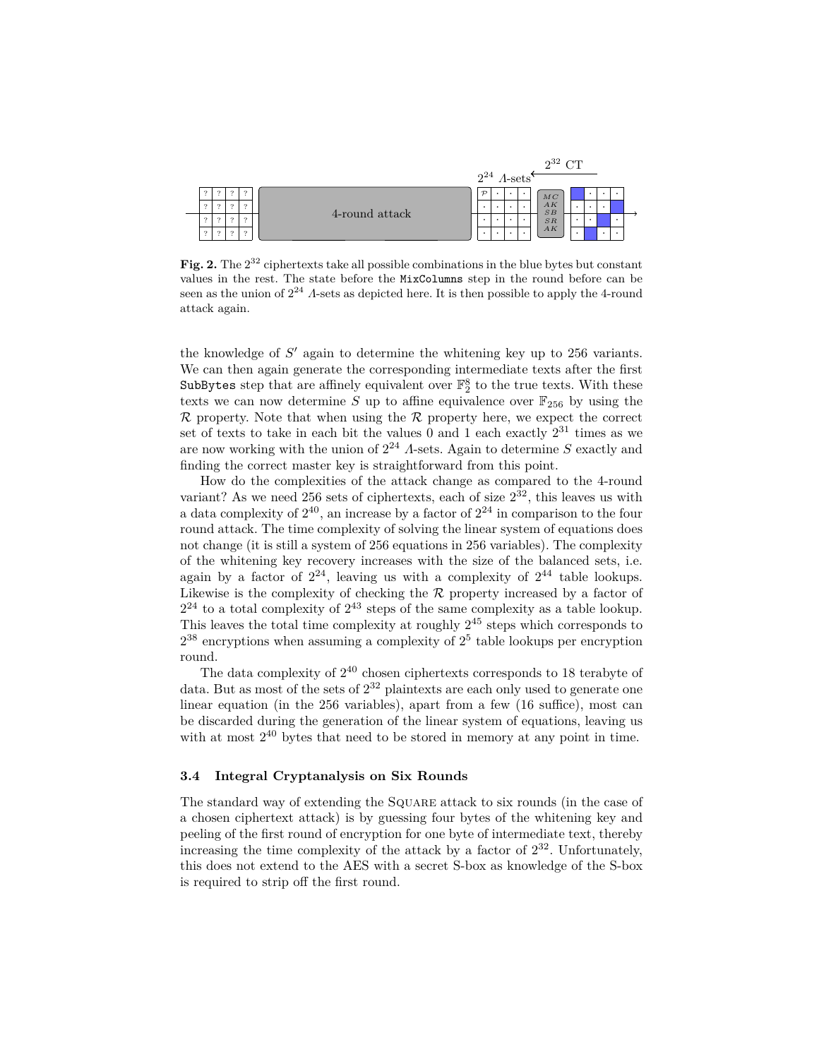**Fig. 2.** The $2^{32}$ ciphertexts take all possible combinations in the blue bytes but constant values in the rest. The state before the `MixColumns` step in the round before can be seen as the union of $2^{24}$ $\Lambda$-sets as depicted here. It is then possible to apply the 4-round attack again.

the knowledge of $S'$ again to determine the whitening key up to 256 variants. We can then again generate the corresponding intermediate texts after the first `SubBytes` step that are affinely equivalent over $\mathbb{F}_2^8$ to the true texts. With these texts we can now determine $S$ up to affine equivalence over $\mathbb{F}_{256}$ by using the $\mathcal{R}$ property. Note that when using the $\mathcal{R}$ property here, we expect the correct set of texts to take in each bit the values 0 and 1 each exactly $2^{31}$ times as we are now working with the union of $2^{24}$ $\Lambda$-sets. Again to determine $S$ exactly and finding the correct master key is straightforward from this point.

How do the complexities of the attack change as compared to the 4-round variant? As we need 256 sets of ciphertexts, each of size $2^{32}$, this leaves us with a data complexity of $2^{40}$, an increase by a factor of $2^{24}$ in comparison to the four round attack. The time complexity of solving the linear system of equations does not change (it is still a system of 256 equations in 256 variables). The complexity of the whitening key recovery increases with the size of the balanced sets, i.e. again by a factor of $2^{24}$, leaving us with a complexity of $2^{44}$ table lookups. Likewise is the complexity of checking the $\mathcal{R}$ property increased by a factor of $2^{24}$ to a total complexity of $2^{43}$ steps of the same complexity as a table lookup. This leaves the total time complexity at roughly $2^{45}$ steps which corresponds to $2^{38}$ encryptions when assuming a complexity of $2^5$ table lookups per encryption round.

The data complexity of $2^{40}$ chosen ciphertexts corresponds to 18 terabyte of data. But as most of the sets of $2^{32}$ plaintexts are each only used to generate one linear equation (in the 256 variables), apart from a few (16 suffice), most can be discarded during the generation of the linear system of equations, leaving us with at most $2^{40}$ bytes that need to be stored in memory at any point in time.

### 3.4 Integral Cryptanalysis on Six Rounds

The standard way of extending the SQUARE attack to six rounds (in the case of a chosen ciphertext attack) is by guessing four bytes of the whitening key and peeling of the first round of encryption for one byte of intermediate text, thereby increasing the time complexity of the attack by a factor of $2^{32}$. Unfortunately, this does not extend to the AES with a secret S-box as knowledge of the S-box is required to strip off the first round.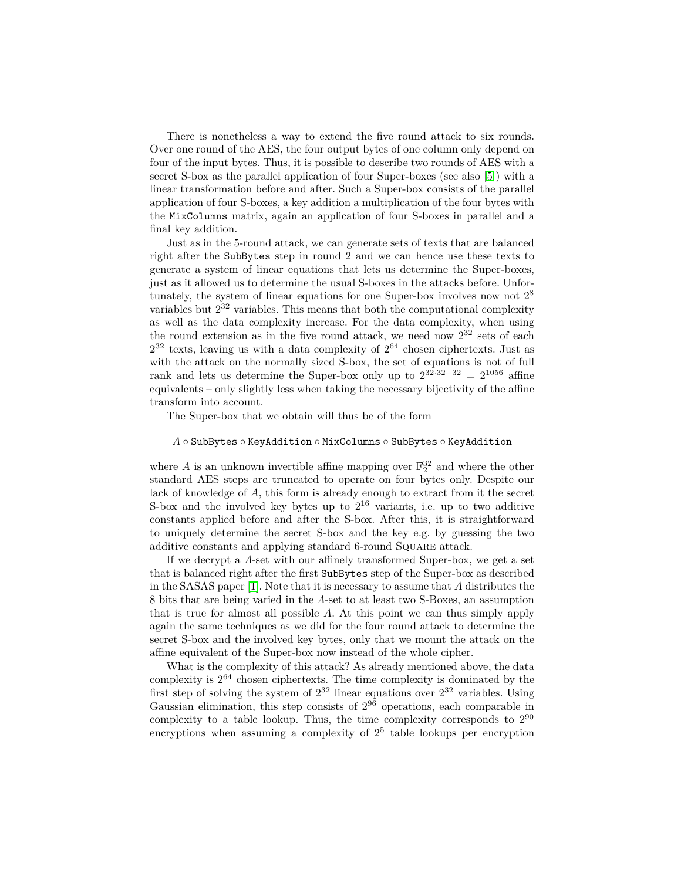There is nonetheless a way to extend the five round attack to six rounds. Over one round of the AES, the four output bytes of one column only depend on four of the input bytes. Thus, it is possible to describe two rounds of AES with a secret S-box as the parallel application of four Super-boxes (see also [5]) with a linear transformation before and after. Such a Super-box consists of the parallel application of four S-boxes, a key addition a multiplication of the four bytes with the `MixColumns` matrix, again an application of four S-boxes in parallel and a final key addition.

Just as in the 5-round attack, we can generate sets of texts that are balanced right after the `SubBytes` step in round 2 and we can hence use these texts to generate a system of linear equations that lets us determine the Super-boxes, just as it allowed us to determine the usual S-boxes in the attacks before. Unfortunately, the system of linear equations for one Super-box involves now not $2^8$ variables but $2^{32}$ variables. This means that both the computational complexity as well as the data complexity increase. For the data complexity, when using the round extension as in the five round attack, we need now $2^{32}$ sets of each $2^{32}$ texts, leaving us with a data complexity of $2^{64}$ chosen ciphertexts. Just as with the attack on the normally sized S-box, the set of equations is not of full rank and lets us determine the Super-box only up to $2^{32 \cdot 32 + 32} = 2^{1056}$ affine equivalents – only slightly less when taking the necessary bijectivity of the affine transform into account.

The Super-box that we obtain will thus be of the form

$$A \circ \texttt{SubBytes} \circ \texttt{KeyAddition} \circ \texttt{MixColumns} \circ \texttt{SubBytes} \circ \texttt{KeyAddition}$$

where $A$ is an unknown invertible affine mapping over $\mathbb{F}_2^{32}$ and where the other standard AES steps are truncated to operate on four bytes only. Despite our lack of knowledge of $A$, this form is already enough to extract from it the secret S-box and the involved key bytes up to $2^{16}$ variants, i.e. up to two additive constants applied before and after the S-box. After this, it is straightforward to uniquely determine the secret S-box and the key e.g. by guessing the two additive constants and applying standard 6-round Square attack.

If we decrypt a $\Lambda$-set with our affinely transformed Super-box, we get a set that is balanced right after the first `SubBytes` step of the Super-box as described in the SASAS paper [1]. Note that it is necessary to assume that $A$ distributes the 8 bits that are being varied in the $\Lambda$-set to at least two S-Boxes, an assumption that is true for almost all possible $A$. At this point we can thus simply apply again the same techniques as we did for the four round attack to determine the secret S-box and the involved key bytes, only that we mount the attack on the affine equivalent of the Super-box now instead of the whole cipher.

What is the complexity of this attack? As already mentioned above, the data complexity is $2^{64}$ chosen ciphertexts. The time complexity is dominated by the first step of solving the system of $2^{32}$ linear equations over $2^{32}$ variables. Using Gaussian elimination, this step consists of $2^{96}$ operations, each comparable in complexity to a table lookup. Thus, the time complexity corresponds to $2^{90}$ encryptions when assuming a complexity of $2^5$ table lookups per encryption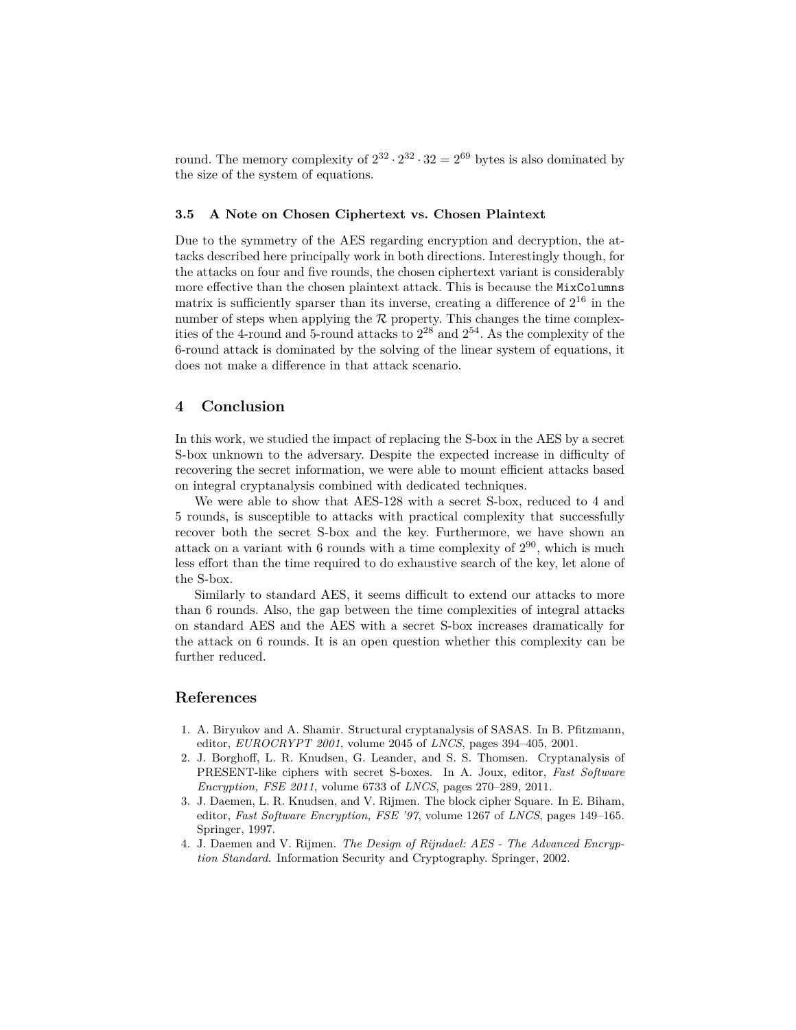round. The memory complexity of $2^{32} \cdot 2^{32} \cdot 32 = 2^{69}$ bytes is also dominated by the size of the system of equations.

### 3.5 A Note on Chosen Ciphertext vs. Chosen Plaintext

Due to the symmetry of the AES regarding encryption and decryption, the attacks described here principally work in both directions. Interestingly though, for the attacks on four and five rounds, the chosen ciphertext variant is considerably more effective than the chosen plaintext attack. This is because the `MixColumns` matrix is sufficiently sparser than its inverse, creating a difference of $2^{16}$ in the number of steps when applying the $\mathcal{R}$ property. This changes the time complexities of the 4-round and 5-round attacks to $2^{28}$ and $2^{54}$. As the complexity of the 6-round attack is dominated by the solving of the linear system of equations, it does not make a difference in that attack scenario.

## 4 Conclusion

In this work, we studied the impact of replacing the S-box in the AES by a secret S-box unknown to the adversary. Despite the expected increase in difficulty of recovering the secret information, we were able to mount efficient attacks based on integral cryptanalysis combined with dedicated techniques.

We were able to show that AES-128 with a secret S-box, reduced to 4 and 5 rounds, is susceptible to attacks with practical complexity that successfully recover both the secret S-box and the key. Furthermore, we have shown an attack on a variant with 6 rounds with a time complexity of $2^{90}$, which is much less effort than the time required to do exhaustive search of the key, let alone of the S-box.

Similarly to standard AES, it seems difficult to extend our attacks to more than 6 rounds. Also, the gap between the time complexities of integral attacks on standard AES and the AES with a secret S-box increases dramatically for the attack on 6 rounds. It is an open question whether this complexity can be further reduced.

## References

1. A. Biryukov and A. Shamir. Structural cryptanalysis of SASAS. In B. Pfitzmann, editor, *EUROCRYPT 2001*, volume 2045 of *LNCS*, pages 394–405, 2001.
2. J. Borghoff, L. R. Knudsen, G. Leander, and S. S. Thomsen. Cryptanalysis of PRESENT-like ciphers with secret S-boxes. In A. Joux, editor, *Fast Software Encryption, FSE 2011*, volume 6733 of *LNCS*, pages 270–289, 2011.
3. J. Daemen, L. R. Knudsen, and V. Rijmen. The block cipher Square. In E. Biham, editor, *Fast Software Encryption, FSE '97*, volume 1267 of *LNCS*, pages 149–165. Springer, 1997.
4. J. Daemen and V. Rijmen. *The Design of Rijndael: AES - The Advanced Encryption Standard*. Information Security and Cryptography. Springer, 2002.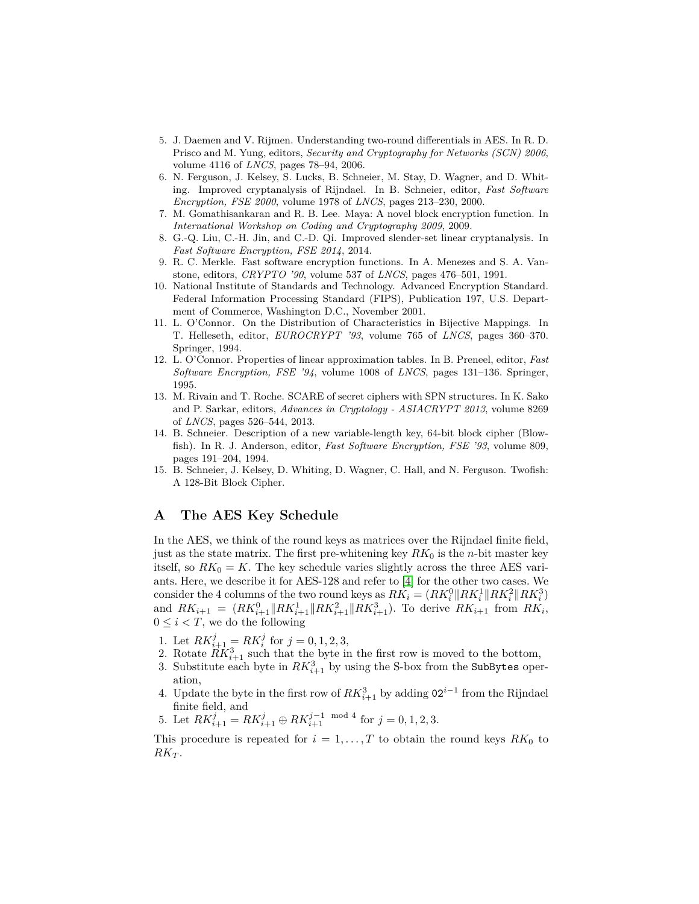5. J. Daemen and V. Rijmen. Understanding two-round differentials in AES. In R. D. Prisco and M. Yung, editors, *Security and Cryptography for Networks (SCN) 2006*, volume 4116 of *LNCS*, pages 78–94, 2006.
6. N. Ferguson, J. Kelsey, S. Lucks, B. Schneier, M. Stay, D. Wagner, and D. Whiting. Improved cryptanalysis of Rijndael. In B. Schneier, editor, *Fast Software Encryption, FSE 2000*, volume 1978 of *LNCS*, pages 213–230, 2000.
7. M. Gomathisankaran and R. B. Lee. Maya: A novel block encryption function. In *International Workshop on Coding and Cryptography 2009*, 2009.
8. G.-Q. Liu, C.-H. Jin, and C.-D. Qi. Improved slender-set linear cryptanalysis. In *Fast Software Encryption, FSE 2014*, 2014.
9. R. C. Merkle. Fast software encryption functions. In A. Menezes and S. A. Vanstone, editors, *CRYPTO '90*, volume 537 of *LNCS*, pages 476–501, 1991.
10. National Institute of Standards and Technology. Advanced Encryption Standard. Federal Information Processing Standard (FIPS), Publication 197, U.S. Department of Commerce, Washington D.C., November 2001.
11. L. O'Connor. On the Distribution of Characteristics in Bijective Mappings. In T. Helleseth, editor, *EUROCRYPT '93*, volume 765 of *LNCS*, pages 360–370. Springer, 1994.
12. L. O'Connor. Properties of linear approximation tables. In B. Preneel, editor, *Fast Software Encryption, FSE '94*, volume 1008 of *LNCS*, pages 131–136. Springer, 1995.
13. M. Rivain and T. Roche. SCARE of secret ciphers with SPN structures. In K. Sako and P. Sarkar, editors, *Advances in Cryptology - ASIACRYPT 2013*, volume 8269 of *LNCS*, pages 526–544, 2013.
14. B. Schneier. Description of a new variable-length key, 64-bit block cipher (Blowfish). In R. J. Anderson, editor, *Fast Software Encryption, FSE '93*, volume 809, pages 191–204, 1994.
15. B. Schneier, J. Kelsey, D. Whiting, D. Wagner, C. Hall, and N. Ferguson. Twofish: A 128-Bit Block Cipher.

## A The AES Key Schedule

In the AES, we think of the round keys as matrices over the Rijndael finite field, just as the state matrix. The first pre-whitening key $RK_0$ is the $n$-bit master key itself, so $RK_0 = K$. The key schedule varies slightly across the three AES variants. Here, we describe it for AES-128 and refer to [4] for the other two cases. We consider the 4 columns of the two round keys as $RK_i = (RK_i^0 \| RK_i^1 \| RK_i^2 \| RK_i^3)$ and $RK_{i+1} = (RK_{i+1}^0 \| RK_{i+1}^1 \| RK_{i+1}^2 \| RK_{i+1}^3)$. To derive $RK_{i+1}$ from $RK_i$, $0 \leq i < T$, we do the following

1. Let $RK_{i+1}^j = RK_i^j$ for $j = 0, 1, 2, 3$,
2. Rotate $RK_{i+1}^3$ such that the byte in the first row is moved to the bottom,
3. Substitute each byte in $RK_{i+1}^3$ by using the S-box from the `SubBytes` operation,
4. Update the byte in the first row of $RK_{i+1}^3$ by adding $\texttt{02}^{i-1}$ from the Rijndael finite field, and
5. Let $RK_{i+1}^j = RK_{i+1}^j \oplus RK_{i+1}^{j-1 \mod 4}$ for $j = 0, 1, 2, 3$.

This procedure is repeated for $i = 1, \ldots, T$ to obtain the round keys $RK_0$ to $RK_T$.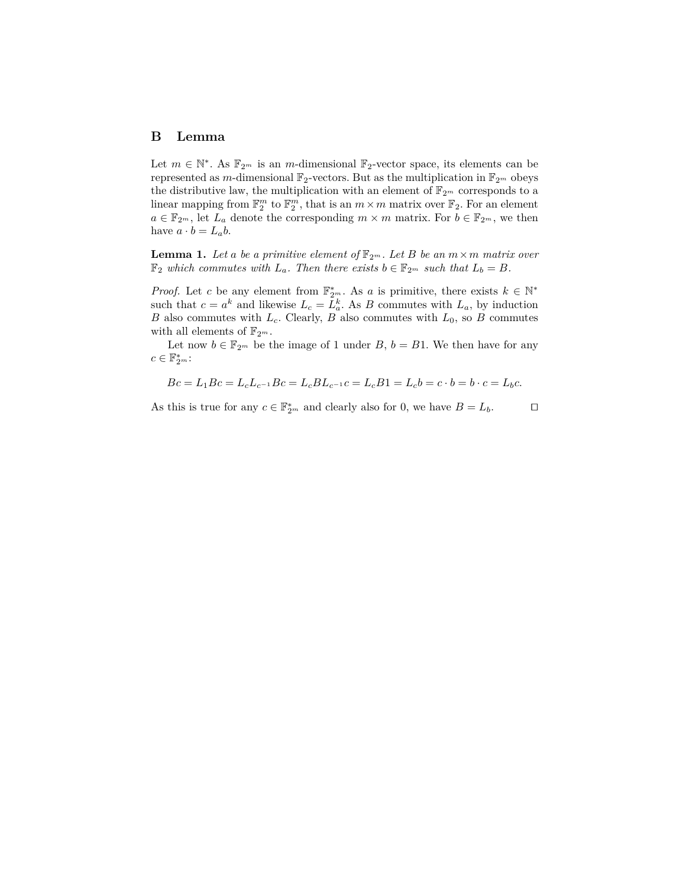## B Lemma

Let $m \in \mathbb{N}^*$. As $\mathbb{F}_{2^m}$ is an $m$-dimensional $\mathbb{F}_2$-vector space, its elements can be represented as $m$-dimensional $\mathbb{F}_2$-vectors. But as the multiplication in $\mathbb{F}_{2^m}$ obeys the distributive law, the multiplication with an element of $\mathbb{F}_{2^m}$ corresponds to a linear mapping from $\mathbb{F}_2^m$ to $\mathbb{F}_2^m$, that is an $m \times m$ matrix over $\mathbb{F}_2$. For an element $a \in \mathbb{F}_{2^m}$, let $L_a$ denote the corresponding $m \times m$ matrix. For $b \in \mathbb{F}_{2^m}$, we then have $a \cdot b = L_a b$.

**Lemma 1.** *Let $a$ be a primitive element of $\mathbb{F}_{2^m}$. Let $B$ be an $m \times m$ matrix over $\mathbb{F}_2$ which commutes with $L_a$. Then there exists $b \in \mathbb{F}_{2^m}$ such that $L_b = B$.*

*Proof.* Let $c$ be any element from $\mathbb{F}_{2^m}^*$. As $a$ is primitive, there exists $k \in \mathbb{N}^*$ such that $c = a^k$ and likewise $L_c = L_a^k$. As $B$ commutes with $L_a$, by induction $B$ also commutes with $L_c$. Clearly, $B$ also commutes with $L_0$, so $B$ commutes with all elements of $\mathbb{F}_{2^m}$.

Let now $b \in \mathbb{F}_{2^m}$ be the image of 1 under $B$, $b = B1$. We then have for any $c \in \mathbb{F}_{2^m}^*$:

$$Bc = L_1 Bc = L_c L_{c^{-1}} Bc = L_c B L_{c^{-1}} c = L_c B1 = L_c b = c \cdot b = b \cdot c = L_b c.$$

As this is true for any $c \in \mathbb{F}_{2^m}^*$ and clearly also for 0, we have $B = L_b$. □